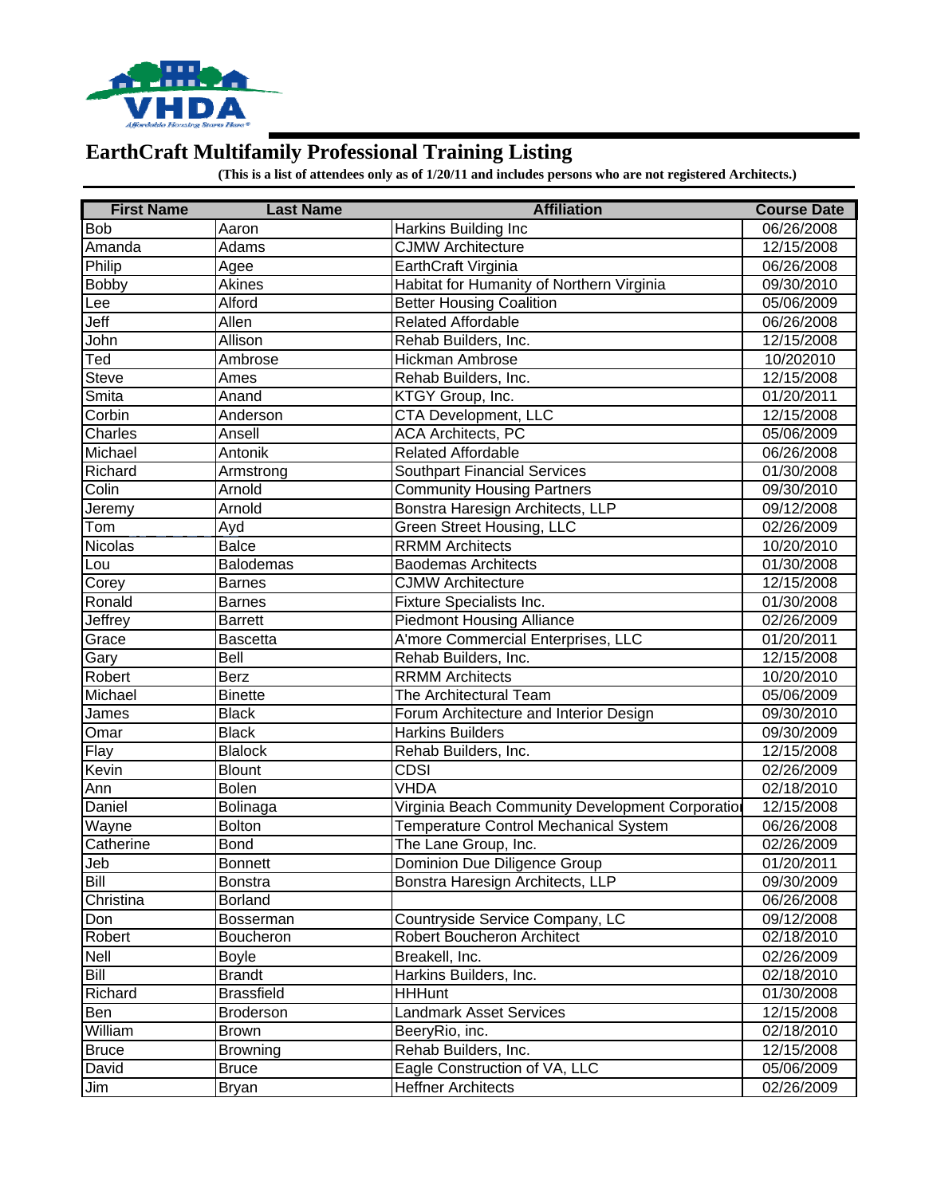VHDA

Affordable Housing Starts Here®

# EarthCraft Multifamily Professional Training Listing

**(This is a list of attendees only as of 1/20/11 and includes persons who are not registered Architects.)**

| First Name | Last Name | Affiliation | Course Date |
|---|---|---|---|
| Bob | Aaron | Harkins Building Inc | 06/26/2008 |
| Amanda | Adams | CJMW Architecture | 12/15/2008 |
| Philip | Agee | EarthCraft Virginia | 06/26/2008 |
| Bobby | Akines | Habitat for Humanity of Northern Virginia | 09/30/2010 |
| Lee | Alford | Better Housing Coalition | 05/06/2009 |
| Jeff | Allen | Related Affordable | 06/26/2008 |
| John | Allison | Rehab Builders, Inc. | 12/15/2008 |
| Ted | Ambrose | Hickman Ambrose | 10/202010 |
| Steve | Ames | Rehab Builders, Inc. | 12/15/2008 |
| Smita | Anand | KTGY Group, Inc. | 01/20/2011 |
| Corbin | Anderson | CTA Development, LLC | 12/15/2008 |
| Charles | Ansell | ACA Architects, PC | 05/06/2009 |
| Michael | Antonik | Related Affordable | 06/26/2008 |
| Richard | Armstrong | Southpart Financial Services | 01/30/2008 |
| Colin | Arnold | Community Housing Partners | 09/30/2010 |
| Jeremy | Arnold | Bonstra Haresign Architects, LLP | 09/12/2008 |
| Tom | Ayd | Green Street Housing, LLC | 02/26/2009 |
| Nicolas | Balce | RRMM Architects | 10/20/2010 |
| Lou | Balodemas | Baodemas Architects | 01/30/2008 |
| Corey | Barnes | CJMW Architecture | 12/15/2008 |
| Ronald | Barnes | Fixture Specialists Inc. | 01/30/2008 |
| Jeffrey | Barrett | Piedmont Housing Alliance | 02/26/2009 |
| Grace | Bascetta | A'more Commercial Enterprises, LLC | 01/20/2011 |
| Gary | Bell | Rehab Builders, Inc. | 12/15/2008 |
| Robert | Berz | RRMM Architects | 10/20/2010 |
| Michael | Binette | The Architectural Team | 05/06/2009 |
| James | Black | Forum Architecture and Interior Design | 09/30/2010 |
| Omar | Black | Harkins Builders | 09/30/2009 |
| Flay | Blalock | Rehab Builders, Inc. | 12/15/2008 |
| Kevin | Blount | CDSI | 02/26/2009 |
| Ann | Bolen | VHDA | 02/18/2010 |
| Daniel | Bolinaga | Virginia Beach Community Development Corporatio | 12/15/2008 |
| Wayne | Bolton | Temperature Control Mechanical System | 06/26/2008 |
| Catherine | Bond | The Lane Group, Inc. | 02/26/2009 |
| Jeb | Bonnett | Dominion Due Diligence Group | 01/20/2011 |
| Bill | Bonstra | Bonstra Haresign Architects, LLP | 09/30/2009 |
| Christina | Borland | | 06/26/2008 |
| Don | Bosserman | Countryside Service Company, LC | 09/12/2008 |
| Robert | Boucheron | Robert Boucheron Architect | 02/18/2010 |
| Nell | Boyle | Breakell, Inc. | 02/26/2009 |
| Bill | Brandt | Harkins Builders, Inc. | 02/18/2010 |
| Richard | Brassfield | HHHunt | 01/30/2008 |
| Ben | Broderson | Landmark Asset Services | 12/15/2008 |
| William | Brown | BeeryRio, inc. | 02/18/2010 |
| Bruce | Browning | Rehab Builders, Inc. | 12/15/2008 |
| David | Bruce | Eagle Construction of VA, LLC | 05/06/2009 |
| Jim | Bryan | Heffner Architects | 02/26/2009 |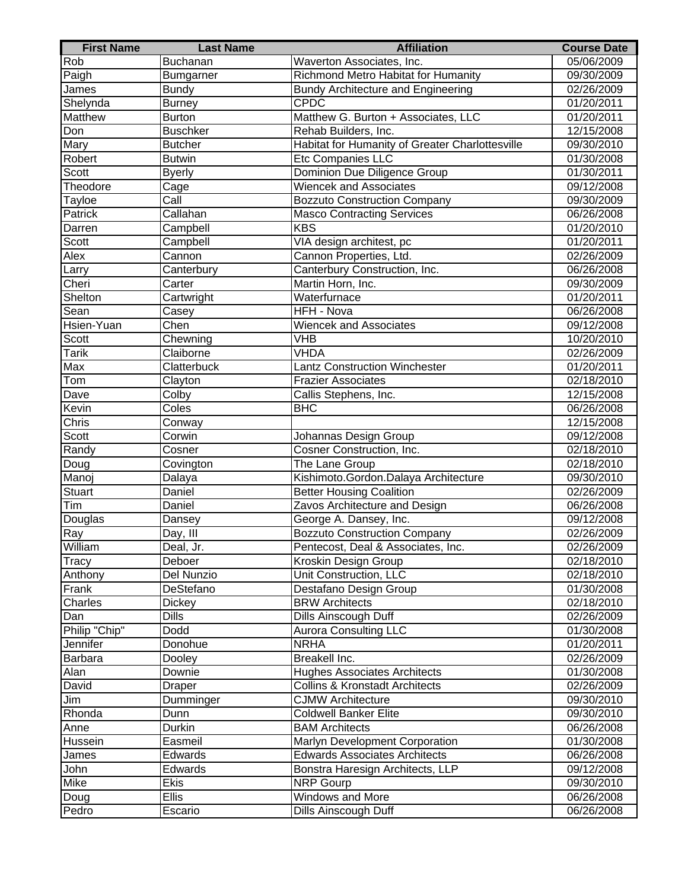| First Name | Last Name | Affiliation | Course Date |
|---|---|---|---|
| Rob | Buchanan | Waverton Associates, Inc. | 05/06/2009 |
| Paigh | Bumgarner | Richmond Metro Habitat for Humanity | 09/30/2009 |
| James | Bundy | Bundy Architecture and Engineering | 02/26/2009 |
| Shelynda | Burney | CPDC | 01/20/2011 |
| Matthew | Burton | Matthew G. Burton + Associates, LLC | 01/20/2011 |
| Don | Buschker | Rehab Builders, Inc. | 12/15/2008 |
| Mary | Butcher | Habitat for Humanity of Greater Charlottesville | 09/30/2010 |
| Robert | Butwin | Etc Companies LLC | 01/30/2008 |
| Scott | Byerly | Dominion Due Diligence Group | 01/30/2011 |
| Theodore | Cage | Wiencek and Associates | 09/12/2008 |
| Tayloe | Call | Bozzuto Construction Company | 09/30/2009 |
| Patrick | Callahan | Masco Contracting Services | 06/26/2008 |
| Darren | Campbell | KBS | 01/20/2010 |
| Scott | Campbell | VIA design architest, pc | 01/20/2011 |
| Alex | Cannon | Cannon Properties, Ltd. | 02/26/2009 |
| Larry | Canterbury | Canterbury Construction, Inc. | 06/26/2008 |
| Cheri | Carter | Martin Horn, Inc. | 09/30/2009 |
| Shelton | Cartwright | Waterfurnace | 01/20/2011 |
| Sean | Casey | HFH - Nova | 06/26/2008 |
| Hsien-Yuan | Chen | Wiencek and Associates | 09/12/2008 |
| Scott | Chewning | VHB | 10/20/2010 |
| Tarik | Claiborne | VHDA | 02/26/2009 |
| Max | Clatterbuck | Lantz Construction Winchester | 01/20/2011 |
| Tom | Clayton | Frazier Associates | 02/18/2010 |
| Dave | Colby | Callis Stephens, Inc. | 12/15/2008 |
| Kevin | Coles | BHC | 06/26/2008 |
| Chris | Conway | | 12/15/2008 |
| Scott | Corwin | Johannas Design Group | 09/12/2008 |
| Randy | Cosner | Cosner Construction, Inc. | 02/18/2010 |
| Doug | Covington | The Lane Group | 02/18/2010 |
| Manoj | Dalaya | Kishimoto.Gordon.Dalaya Architecture | 09/30/2010 |
| Stuart | Daniel | Better Housing Coalition | 02/26/2009 |
| Tim | Daniel | Zavos Architecture and Design | 06/26/2008 |
| Douglas | Dansey | George A. Dansey, Inc. | 09/12/2008 |
| Ray | Day, III | Bozzuto Construction Company | 02/26/2009 |
| William | Deal, Jr. | Pentecost, Deal & Associates, Inc. | 02/26/2009 |
| Tracy | Deboer | Kroskin Design Group | 02/18/2010 |
| Anthony | Del Nunzio | Unit Construction, LLC | 02/18/2010 |
| Frank | DeStefano | Destafano Design Group | 01/30/2008 |
| Charles | Dickey | BRW Architects | 02/18/2010 |
| Dan | Dills | Dills Ainscough Duff | 02/26/2009 |
| Philip "Chip" | Dodd | Aurora Consulting LLC | 01/30/2008 |
| Jennifer | Donohue | NRHA | 01/20/2011 |
| Barbara | Dooley | Breakell Inc. | 02/26/2009 |
| Alan | Downie | Hughes Associates Architects | 01/30/2008 |
| David | Draper | Collins & Kronstadt Architects | 02/26/2009 |
| Jim | Dumminger | CJMW Architecture | 09/30/2010 |
| Rhonda | Dunn | Coldwell Banker Elite | 09/30/2010 |
| Anne | Durkin | BAM Architects | 06/26/2008 |
| Hussein | Easmeil | Marlyn Development Corporation | 01/30/2008 |
| James | Edwards | Edwards Associates Architects | 06/26/2008 |
| John | Edwards | Bonstra Haresign Architects, LLP | 09/12/2008 |
| Mike | Ekis | NRP Gourp | 09/30/2010 |
| Doug | Ellis | Windows and More | 06/26/2008 |
| Pedro | Escario | Dills Ainscough Duff | 06/26/2008 |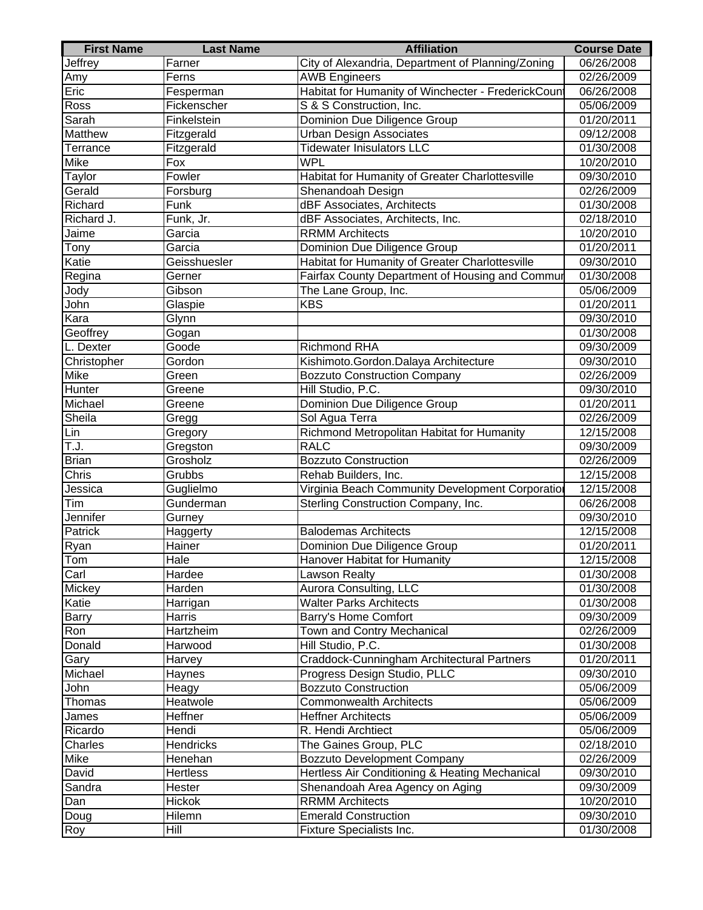| First Name | Last Name | Affiliation | Course Date |
| --- | --- | --- | --- |
| Jeffrey | Farner | City of Alexandria, Department of Planning/Zoning | 06/26/2008 |
| Amy | Ferns | AWB Engineers | 02/26/2009 |
| Eric | Fesperman | Habitat for Humanity of Winchecter - FrederickCount | 06/26/2008 |
| Ross | Fickenscher | S & S Construction, Inc. | 05/06/2009 |
| Sarah | Finkelstein | Dominion Due Diligence Group | 01/20/2011 |
| Matthew | Fitzgerald | Urban Design Associates | 09/12/2008 |
| Terrance | Fitzgerald | Tidewater Inisulators LLC | 01/30/2008 |
| Mike | Fox | WPL | 10/20/2010 |
| Taylor | Fowler | Habitat for Humanity of Greater Charlottesville | 09/30/2010 |
| Gerald | Forsburg | Shenandoah Design | 02/26/2009 |
| Richard | Funk | dBF Associates, Architects | 01/30/2008 |
| Richard J. | Funk, Jr. | dBF Associates, Architects, Inc. | 02/18/2010 |
| Jaime | Garcia | RRMM Architects | 10/20/2010 |
| Tony | Garcia | Dominion Due Diligence Group | 01/20/2011 |
| Katie | Geisshuesler | Habitat for Humanity of Greater Charlottesville | 09/30/2010 |
| Regina | Gerner | Fairfax County Department of Housing and Commun | 01/30/2008 |
| Jody | Gibson | The Lane Group, Inc. | 05/06/2009 |
| John | Glaspie | KBS | 01/20/2011 |
| Kara | Glynn | | 09/30/2010 |
| Geoffrey | Gogan | | 01/30/2008 |
| L. Dexter | Goode | Richmond RHA | 09/30/2009 |
| Christopher | Gordon | Kishimoto.Gordon.Dalaya Architecture | 09/30/2010 |
| Mike | Green | Bozzuto Construction Company | 02/26/2009 |
| Hunter | Greene | Hill Studio, P.C. | 09/30/2010 |
| Michael | Greene | Dominion Due Diligence Group | 01/20/2011 |
| Sheila | Gregg | Sol Agua Terra | 02/26/2009 |
| Lin | Gregory | Richmond Metropolitan Habitat for Humanity | 12/15/2008 |
| T.J. | Gregston | RALC | 09/30/2009 |
| Brian | Grosholz | Bozzuto Construction | 02/26/2009 |
| Chris | Grubbs | Rehab Builders, Inc. | 12/15/2008 |
| Jessica | Guglielmo | Virginia Beach Community Development Corporatio | 12/15/2008 |
| Tim | Gunderman | Sterling Construction Company, Inc. | 06/26/2008 |
| Jennifer | Gurney | | 09/30/2010 |
| Patrick | Haggerty | Balodemas Architects | 12/15/2008 |
| Ryan | Hainer | Dominion Due Diligence Group | 01/20/2011 |
| Tom | Hale | Hanover Habitat for Humanity | 12/15/2008 |
| Carl | Hardee | Lawson Realty | 01/30/2008 |
| Mickey | Harden | Aurora Consulting, LLC | 01/30/2008 |
| Katie | Harrigan | Walter Parks Architects | 01/30/2008 |
| Barry | Harris | Barry's Home Comfort | 09/30/2009 |
| Ron | Hartzheim | Town and Contry Mechanical | 02/26/2009 |
| Donald | Harwood | Hill Studio, P.C. | 01/30/2008 |
| Gary | Harvey | Craddock-Cunningham Architectural Partners | 01/20/2011 |
| Michael | Haynes | Progress Design Studio, PLLC | 09/30/2010 |
| John | Heagy | Bozzuto Construction | 05/06/2009 |
| Thomas | Heatwole | Commonwealth Architects | 05/06/2009 |
| James | Heffner | Heffner Architects | 05/06/2009 |
| Ricardo | Hendi | R. Hendi Archtiect | 05/06/2009 |
| Charles | Hendricks | The Gaines Group, PLC | 02/18/2010 |
| Mike | Henehan | Bozzuto Development Company | 02/26/2009 |
| David | Hertless | Hertless Air Conditioning & Heating Mechanical | 09/30/2010 |
| Sandra | Hester | Shenandoah Area Agency on Aging | 09/30/2009 |
| Dan | Hickok | RRMM Architects | 10/20/2010 |
| Doug | Hilemn | Emerald Construction | 09/30/2010 |
| Roy | Hill | Fixture Specialists Inc. | 01/30/2008 |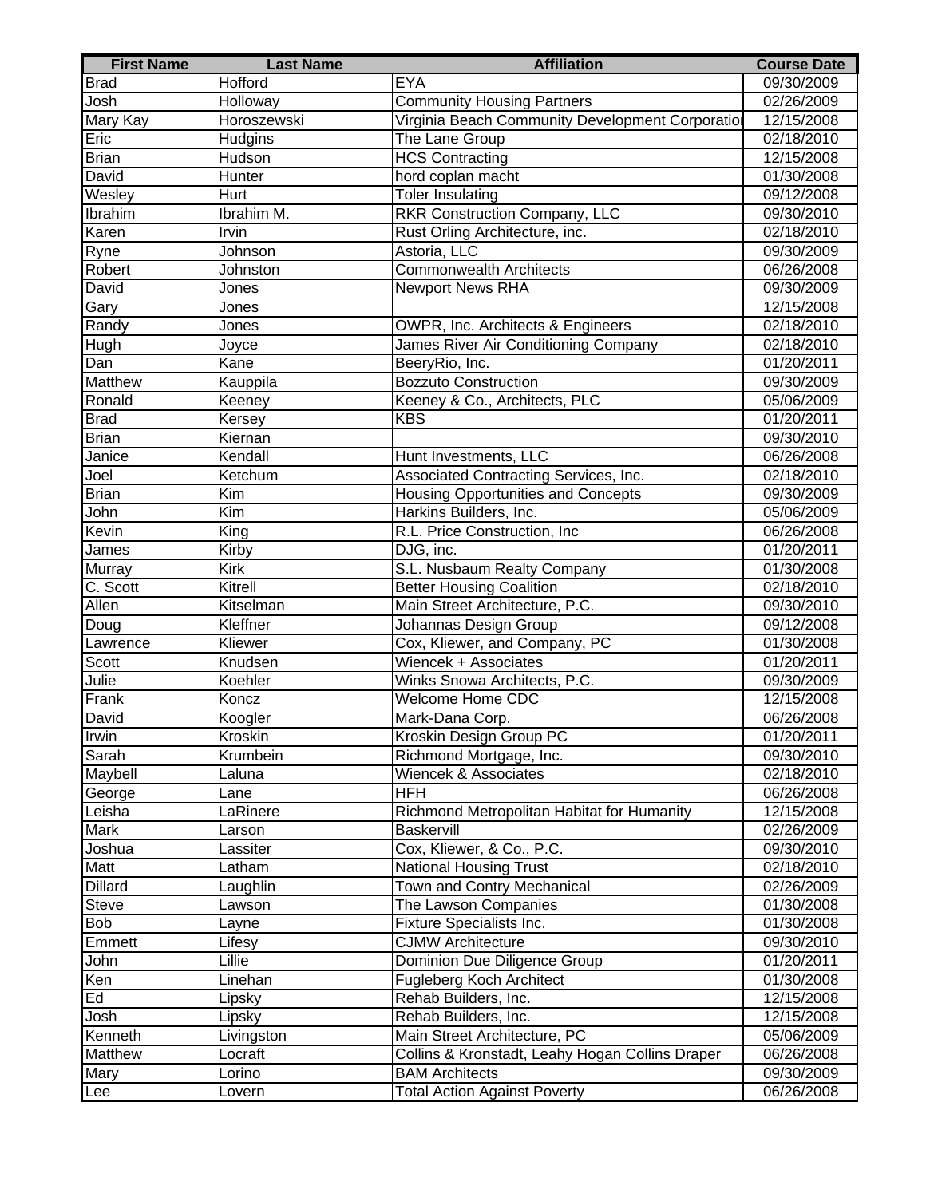| First Name | Last Name | Affiliation | Course Date |
|---|---|---|---|
| Brad | Hofford | EYA | 09/30/2009 |
| Josh | Holloway | Community Housing Partners | 02/26/2009 |
| Mary Kay | Horoszewski | Virginia Beach Community Development Corporatio | 12/15/2008 |
| Eric | Hudgins | The Lane Group | 02/18/2010 |
| Brian | Hudson | HCS Contracting | 12/15/2008 |
| David | Hunter | hord coplan macht | 01/30/2008 |
| Wesley | Hurt | Toler Insulating | 09/12/2008 |
| Ibrahim | Ibrahim M. | RKR Construction Company, LLC | 09/30/2010 |
| Karen | Irvin | Rust Orling Architecture, inc. | 02/18/2010 |
| Ryne | Johnson | Astoria, LLC | 09/30/2009 |
| Robert | Johnston | Commonwealth Architects | 06/26/2008 |
| David | Jones | Newport News RHA | 09/30/2009 |
| Gary | Jones | | 12/15/2008 |
| Randy | Jones | OWPR, Inc. Architects & Engineers | 02/18/2010 |
| Hugh | Joyce | James River Air Conditioning Company | 02/18/2010 |
| Dan | Kane | BeeryRio, Inc. | 01/20/2011 |
| Matthew | Kauppila | Bozzuto Construction | 09/30/2009 |
| Ronald | Keeney | Keeney & Co., Architects, PLC | 05/06/2009 |
| Brad | Kersey | KBS | 01/20/2011 |
| Brian | Kiernan | | 09/30/2010 |
| Janice | Kendall | Hunt Investments, LLC | 06/26/2008 |
| Joel | Ketchum | Associated Contracting Services, Inc. | 02/18/2010 |
| Brian | Kim | Housing Opportunities and Concepts | 09/30/2009 |
| John | Kim | Harkins Builders, Inc. | 05/06/2009 |
| Kevin | King | R.L. Price Construction, Inc | 06/26/2008 |
| James | Kirby | DJG, inc. | 01/20/2011 |
| Murray | Kirk | S.L. Nusbaum Realty Company | 01/30/2008 |
| C. Scott | Kitrell | Better Housing Coalition | 02/18/2010 |
| Allen | Kitselman | Main Street Architecture, P.C. | 09/30/2010 |
| Doug | Kleffner | Johannas Design Group | 09/12/2008 |
| Lawrence | Kliewer | Cox, Kliewer, and Company, PC | 01/30/2008 |
| Scott | Knudsen | Wiencek + Associates | 01/20/2011 |
| Julie | Koehler | Winks Snowa Architects, P.C. | 09/30/2009 |
| Frank | Koncz | Welcome Home CDC | 12/15/2008 |
| David | Koogler | Mark-Dana Corp. | 06/26/2008 |
| Irwin | Kroskin | Kroskin Design Group PC | 01/20/2011 |
| Sarah | Krumbein | Richmond Mortgage, Inc. | 09/30/2010 |
| Maybell | Laluna | Wiencek & Associates | 02/18/2010 |
| George | Lane | HFH | 06/26/2008 |
| Leisha | LaRinere | Richmond Metropolitan Habitat for Humanity | 12/15/2008 |
| Mark | Larson | Baskervill | 02/26/2009 |
| Joshua | Lassiter | Cox, Kliewer, & Co., P.C. | 09/30/2010 |
| Matt | Latham | National Housing Trust | 02/18/2010 |
| Dillard | Laughlin | Town and Contry Mechanical | 02/26/2009 |
| Steve | Lawson | The Lawson Companies | 01/30/2008 |
| Bob | Layne | Fixture Specialists Inc. | 01/30/2008 |
| Emmett | Lifesy | CJMW Architecture | 09/30/2010 |
| John | Lillie | Dominion Due Diligence Group | 01/20/2011 |
| Ken | Linehan | Fugleberg Koch Architect | 01/30/2008 |
| Ed | Lipsky | Rehab Builders, Inc. | 12/15/2008 |
| Josh | Lipsky | Rehab Builders, Inc. | 12/15/2008 |
| Kenneth | Livingston | Main Street Architecture, PC | 05/06/2009 |
| Matthew | Locraft | Collins & Kronstadt, Leahy Hogan Collins Draper | 06/26/2008 |
| Mary | Lorino | BAM Architects | 09/30/2009 |
| Lee | Lovern | Total Action Against Poverty | 06/26/2008 |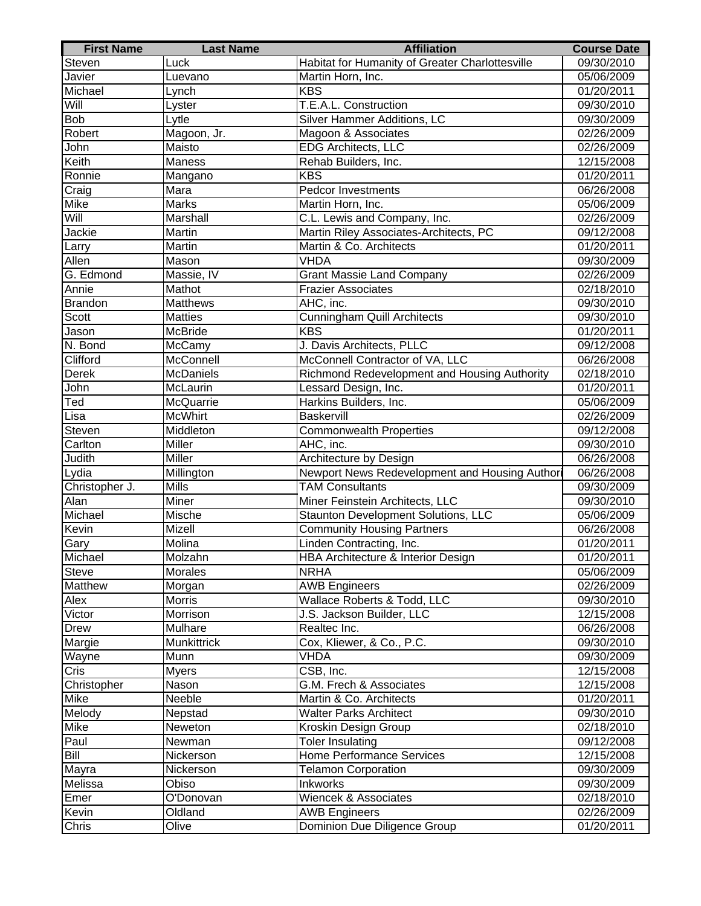| First Name | Last Name | Affiliation | Course Date |
|---|---|---|---|
| Steven | Luck | Habitat for Humanity of Greater Charlottesville | 09/30/2010 |
| Javier | Luevano | Martin Horn, Inc. | 05/06/2009 |
| Michael | Lynch | KBS | 01/20/2011 |
| Will | Lyster | T.E.A.L. Construction | 09/30/2010 |
| Bob | Lytle | Silver Hammer Additions, LC | 09/30/2009 |
| Robert | Magoon, Jr. | Magoon & Associates | 02/26/2009 |
| John | Maisto | EDG Architects, LLC | 02/26/2009 |
| Keith | Maness | Rehab Builders, Inc. | 12/15/2008 |
| Ronnie | Mangano | KBS | 01/20/2011 |
| Craig | Mara | Pedcor Investments | 06/26/2008 |
| Mike | Marks | Martin Horn, Inc. | 05/06/2009 |
| Will | Marshall | C.L. Lewis and Company, Inc. | 02/26/2009 |
| Jackie | Martin | Martin Riley Associates-Architects, PC | 09/12/2008 |
| Larry | Martin | Martin & Co. Architects | 01/20/2011 |
| Allen | Mason | VHDA | 09/30/2009 |
| G. Edmond | Massie, IV | Grant Massie Land Company | 02/26/2009 |
| Annie | Mathot | Frazier Associates | 02/18/2010 |
| Brandon | Matthews | AHC, inc. | 09/30/2010 |
| Scott | Matties | Cunningham Quill Architects | 09/30/2010 |
| Jason | McBride | KBS | 01/20/2011 |
| N. Bond | McCamy | J. Davis Architects, PLLC | 09/12/2008 |
| Clifford | McConnell | McConnell Contractor of VA, LLC | 06/26/2008 |
| Derek | McDaniels | Richmond Redevelopment and Housing Authority | 02/18/2010 |
| John | McLaurin | Lessard Design, Inc. | 01/20/2011 |
| Ted | McQuarrie | Harkins Builders, Inc. | 05/06/2009 |
| Lisa | McWhirt | Baskervill | 02/26/2009 |
| Steven | Middleton | Commonwealth Properties | 09/12/2008 |
| Carlton | Miller | AHC, inc. | 09/30/2010 |
| Judith | Miller | Architecture by Design | 06/26/2008 |
| Lydia | Millington | Newport News Redevelopment and Housing Authori | 06/26/2008 |
| Christopher J. | Mills | TAM Consultants | 09/30/2009 |
| Alan | Miner | Miner Feinstein Architects, LLC | 09/30/2010 |
| Michael | Mische | Staunton Development Solutions, LLC | 05/06/2009 |
| Kevin | Mizell | Community Housing Partners | 06/26/2008 |
| Gary | Molina | Linden Contracting, Inc. | 01/20/2011 |
| Michael | Molzahn | HBA Architecture & Interior Design | 01/20/2011 |
| Steve | Morales | NRHA | 05/06/2009 |
| Matthew | Morgan | AWB Engineers | 02/26/2009 |
| Alex | Morris | Wallace Roberts & Todd, LLC | 09/30/2010 |
| Victor | Morrison | J.S. Jackson Builder, LLC | 12/15/2008 |
| Drew | Mulhare | Realtec Inc. | 06/26/2008 |
| Margie | Munkittrick | Cox, Kliewer, & Co., P.C. | 09/30/2010 |
| Wayne | Munn | VHDA | 09/30/2009 |
| Cris | Myers | CSB, Inc. | 12/15/2008 |
| Christopher | Nason | G.M. Frech & Associates | 12/15/2008 |
| Mike | Neeble | Martin & Co. Architects | 01/20/2011 |
| Melody | Nepstad | Walter Parks Architect | 09/30/2010 |
| Mike | Neweton | Kroskin Design Group | 02/18/2010 |
| Paul | Newman | Toler Insulating | 09/12/2008 |
| Bill | Nickerson | Home Performance Services | 12/15/2008 |
| Mayra | Nickerson | Telamon Corporation | 09/30/2009 |
| Melissa | Obiso | Inkworks | 09/30/2009 |
| Emer | O'Donovan | Wiencek & Associates | 02/18/2010 |
| Kevin | Oldland | AWB Engineers | 02/26/2009 |
| Chris | Olive | Dominion Due Diligence Group | 01/20/2011 |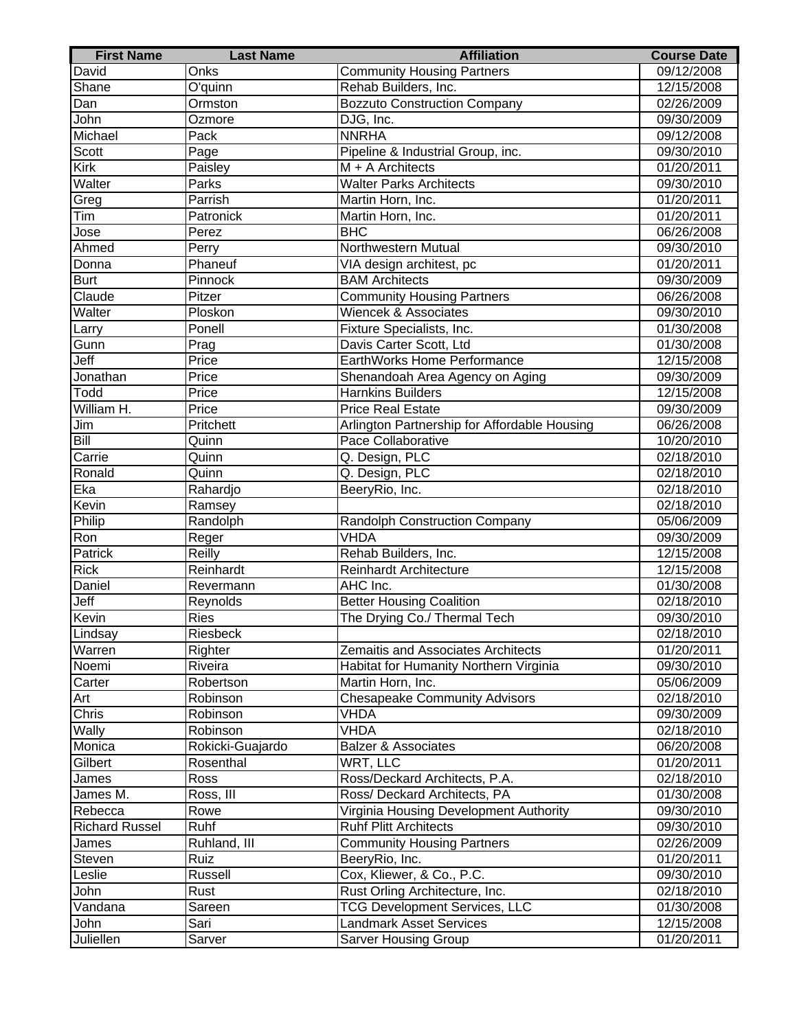| First Name | Last Name | Affiliation | Course Date |
| --- | --- | --- | --- |
| David | Onks | Community Housing Partners | 09/12/2008 |
| Shane | O'quinn | Rehab Builders, Inc. | 12/15/2008 |
| Dan | Ormston | Bozzuto Construction Company | 02/26/2009 |
| John | Ozmore | DJG, Inc. | 09/30/2009 |
| Michael | Pack | NNRHA | 09/12/2008 |
| Scott | Page | Pipeline & Industrial Group, inc. | 09/30/2010 |
| Kirk | Paisley | M + A Architects | 01/20/2011 |
| Walter | Parks | Walter Parks Architects | 09/30/2010 |
| Greg | Parrish | Martin Horn, Inc. | 01/20/2011 |
| Tim | Patronick | Martin Horn, Inc. | 01/20/2011 |
| Jose | Perez | BHC | 06/26/2008 |
| Ahmed | Perry | Northwestern Mutual | 09/30/2010 |
| Donna | Phaneuf | VIA design architest, pc | 01/20/2011 |
| Burt | Pinnock | BAM Architects | 09/30/2009 |
| Claude | Pitzer | Community Housing Partners | 06/26/2008 |
| Walter | Ploskon | Wiencek & Associates | 09/30/2010 |
| Larry | Ponell | Fixture Specialists, Inc. | 01/30/2008 |
| Gunn | Prag | Davis Carter Scott, Ltd | 01/30/2008 |
| Jeff | Price | EarthWorks Home Performance | 12/15/2008 |
| Jonathan | Price | Shenandoah Area Agency on Aging | 09/30/2009 |
| Todd | Price | Harnkins Builders | 12/15/2008 |
| William H. | Price | Price Real Estate | 09/30/2009 |
| Jim | Pritchett | Arlington Partnership for Affordable Housing | 06/26/2008 |
| Bill | Quinn | Pace Collaborative | 10/20/2010 |
| Carrie | Quinn | Q. Design, PLC | 02/18/2010 |
| Ronald | Quinn | Q. Design, PLC | 02/18/2010 |
| Eka | Rahardjo | BeeryRio, Inc. | 02/18/2010 |
| Kevin | Ramsey | | 02/18/2010 |
| Philip | Randolph | Randolph Construction Company | 05/06/2009 |
| Ron | Reger | VHDA | 09/30/2009 |
| Patrick | Reilly | Rehab Builders, Inc. | 12/15/2008 |
| Rick | Reinhardt | Reinhardt Architecture | 12/15/2008 |
| Daniel | Revermann | AHC Inc. | 01/30/2008 |
| Jeff | Reynolds | Better Housing Coalition | 02/18/2010 |
| Kevin | Ries | The Drying Co./ Thermal Tech | 09/30/2010 |
| Lindsay | Riesbeck | | 02/18/2010 |
| Warren | Righter | Zemaitis and Associates Architects | 01/20/2011 |
| Noemi | Riveira | Habitat for Humanity Northern Virginia | 09/30/2010 |
| Carter | Robertson | Martin Horn, Inc. | 05/06/2009 |
| Art | Robinson | Chesapeake Community Advisors | 02/18/2010 |
| Chris | Robinson | VHDA | 09/30/2009 |
| Wally | Robinson | VHDA | 02/18/2010 |
| Monica | Rokicki-Guajardo | Balzer & Associates | 06/20/2008 |
| Gilbert | Rosenthal | WRT, LLC | 01/20/2011 |
| James | Ross | Ross/Deckard Architects, P.A. | 02/18/2010 |
| James M. | Ross, III | Ross/ Deckard Architects, PA | 01/30/2008 |
| Rebecca | Rowe | Virginia Housing Development Authority | 09/30/2010 |
| Richard Russel | Ruhf | Ruhf Plitt Architects | 09/30/2010 |
| James | Ruhland, III | Community Housing Partners | 02/26/2009 |
| Steven | Ruiz | BeeryRio, Inc. | 01/20/2011 |
| Leslie | Russell | Cox, Kliewer, & Co., P.C. | 09/30/2010 |
| John | Rust | Rust Orling Architecture, Inc. | 02/18/2010 |
| Vandana | Sareen | TCG Development Services, LLC | 01/30/2008 |
| John | Sari | Landmark Asset Services | 12/15/2008 |
| Juliellen | Sarver | Sarver Housing Group | 01/20/2011 |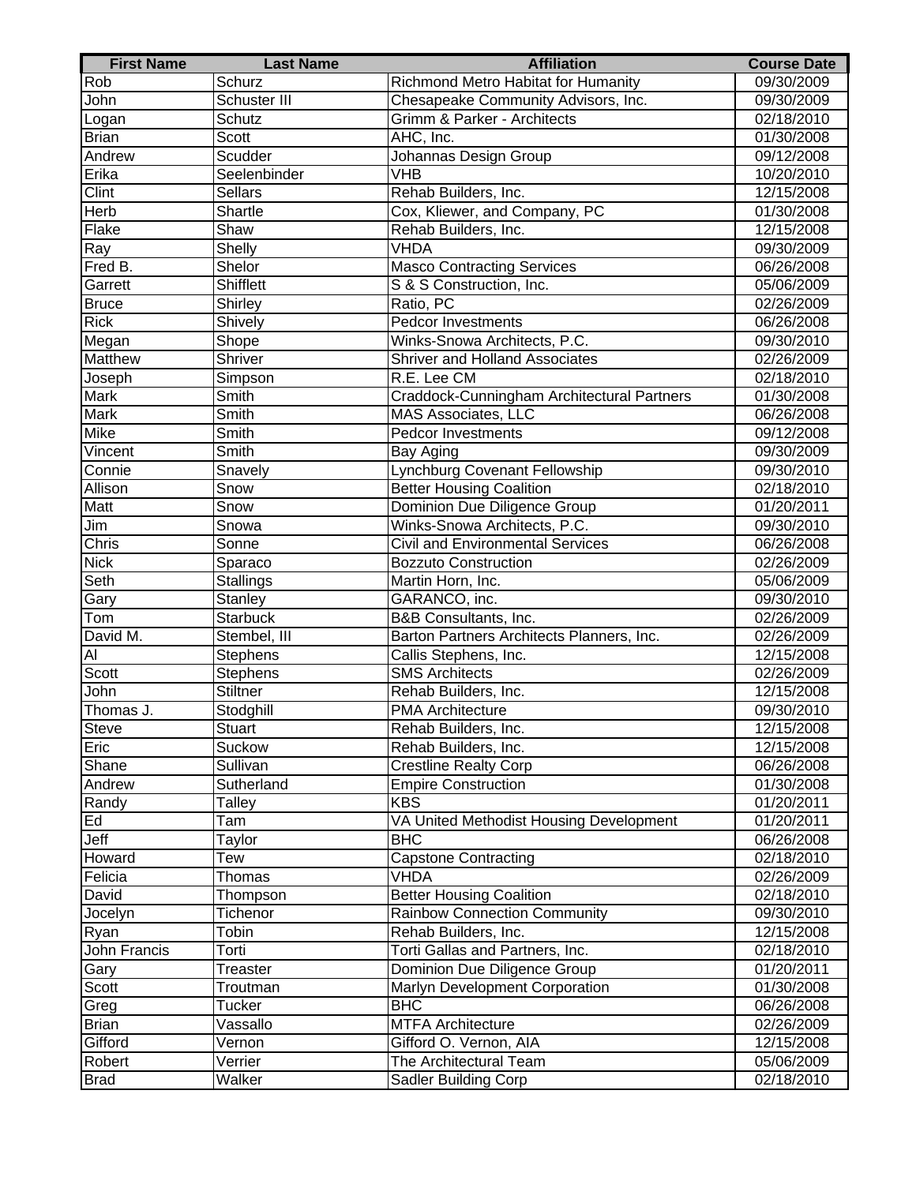| First Name | Last Name | Affiliation | Course Date |
|---|---|---|---|
| Rob | Schurz | Richmond Metro Habitat for Humanity | 09/30/2009 |
| John | Schuster III | Chesapeake Community Advisors, Inc. | 09/30/2009 |
| Logan | Schutz | Grimm & Parker - Architects | 02/18/2010 |
| Brian | Scott | AHC, Inc. | 01/30/2008 |
| Andrew | Scudder | Johannas Design Group | 09/12/2008 |
| Erika | Seelenbinder | VHB | 10/20/2010 |
| Clint | Sellars | Rehab Builders, Inc. | 12/15/2008 |
| Herb | Shartle | Cox, Kliewer, and Company, PC | 01/30/2008 |
| Flake | Shaw | Rehab Builders, Inc. | 12/15/2008 |
| Ray | Shelly | VHDA | 09/30/2009 |
| Fred B. | Shelor | Masco Contracting Services | 06/26/2008 |
| Garrett | Shifflett | S & S Construction, Inc. | 05/06/2009 |
| Bruce | Shirley | Ratio, PC | 02/26/2009 |
| Rick | Shively | Pedcor Investments | 06/26/2008 |
| Megan | Shope | Winks-Snowa Architects, P.C. | 09/30/2010 |
| Matthew | Shriver | Shriver and Holland Associates | 02/26/2009 |
| Joseph | Simpson | R.E. Lee CM | 02/18/2010 |
| Mark | Smith | Craddock-Cunningham Architectural Partners | 01/30/2008 |
| Mark | Smith | MAS Associates, LLC | 06/26/2008 |
| Mike | Smith | Pedcor Investments | 09/12/2008 |
| Vincent | Smith | Bay Aging | 09/30/2009 |
| Connie | Snavely | Lynchburg Covenant Fellowship | 09/30/2010 |
| Allison | Snow | Better Housing Coalition | 02/18/2010 |
| Matt | Snow | Dominion Due Diligence Group | 01/20/2011 |
| Jim | Snowa | Winks-Snowa Architects, P.C. | 09/30/2010 |
| Chris | Sonne | Civil and Environmental Services | 06/26/2008 |
| Nick | Sparaco | Bozzuto Construction | 02/26/2009 |
| Seth | Stallings | Martin Horn, Inc. | 05/06/2009 |
| Gary | Stanley | GARANCO, inc. | 09/30/2010 |
| Tom | Starbuck | B&B Consultants, Inc. | 02/26/2009 |
| David M. | Stembel, III | Barton Partners Architects Planners, Inc. | 02/26/2009 |
| Al | Stephens | Callis Stephens, Inc. | 12/15/2008 |
| Scott | Stephens | SMS Architects | 02/26/2009 |
| John | Stiltner | Rehab Builders, Inc. | 12/15/2008 |
| Thomas J. | Stodghill | PMA Architecture | 09/30/2010 |
| Steve | Stuart | Rehab Builders, Inc. | 12/15/2008 |
| Eric | Suckow | Rehab Builders, Inc. | 12/15/2008 |
| Shane | Sullivan | Crestline Realty Corp | 06/26/2008 |
| Andrew | Sutherland | Empire Construction | 01/30/2008 |
| Randy | Talley | KBS | 01/20/2011 |
| Ed | Tam | VA United Methodist Housing Development | 01/20/2011 |
| Jeff | Taylor | BHC | 06/26/2008 |
| Howard | Tew | Capstone Contracting | 02/18/2010 |
| Felicia | Thomas | VHDA | 02/26/2009 |
| David | Thompson | Better Housing Coalition | 02/18/2010 |
| Jocelyn | Tichenor | Rainbow Connection Community | 09/30/2010 |
| Ryan | Tobin | Rehab Builders, Inc. | 12/15/2008 |
| John Francis | Torti | Torti Gallas and Partners, Inc. | 02/18/2010 |
| Gary | Treaster | Dominion Due Diligence Group | 01/20/2011 |
| Scott | Troutman | Marlyn Development Corporation | 01/30/2008 |
| Greg | Tucker | BHC | 06/26/2008 |
| Brian | Vassallo | MTFA Architecture | 02/26/2009 |
| Gifford | Vernon | Gifford O. Vernon, AIA | 12/15/2008 |
| Robert | Verrier | The Architectural Team | 05/06/2009 |
| Brad | Walker | Sadler Building Corp | 02/18/2010 |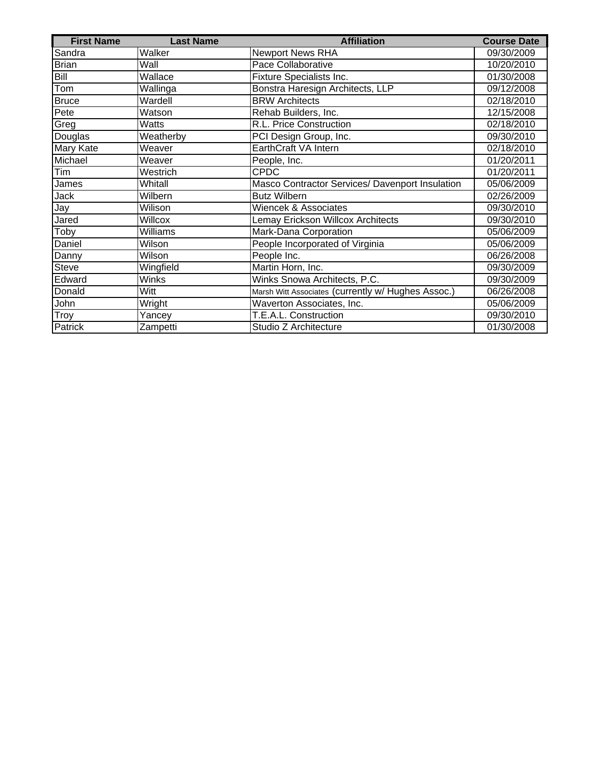| First Name | Last Name | Affiliation | Course Date |
| --- | --- | --- | --- |
| Sandra | Walker | Newport News RHA | 09/30/2009 |
| Brian | Wall | Pace Collaborative | 10/20/2010 |
| Bill | Wallace | Fixture Specialists Inc. | 01/30/2008 |
| Tom | Wallinga | Bonstra Haresign Architects, LLP | 09/12/2008 |
| Bruce | Wardell | BRW Architects | 02/18/2010 |
| Pete | Watson | Rehab Builders, Inc. | 12/15/2008 |
| Greg | Watts | R.L. Price Construction | 02/18/2010 |
| Douglas | Weatherby | PCI Design Group, Inc. | 09/30/2010 |
| Mary Kate | Weaver | EarthCraft VA Intern | 02/18/2010 |
| Michael | Weaver | People, Inc. | 01/20/2011 |
| Tim | Westrich | CPDC | 01/20/2011 |
| James | Whitall | Masco Contractor Services/ Davenport Insulation | 05/06/2009 |
| Jack | Wilbern | Butz Wilbern | 02/26/2009 |
| Jay | Wilison | Wiencek & Associates | 09/30/2010 |
| Jared | Willcox | Lemay Erickson Willcox Architects | 09/30/2010 |
| Toby | Williams | Mark-Dana Corporation | 05/06/2009 |
| Daniel | Wilson | People Incorporated of Virginia | 05/06/2009 |
| Danny | Wilson | People Inc. | 06/26/2008 |
| Steve | Wingfield | Martin Horn, Inc. | 09/30/2009 |
| Edward | Winks | Winks Snowa Architects, P.C. | 09/30/2009 |
| Donald | Witt | Marsh Witt Associates (currently w/ Hughes Assoc.) | 06/26/2008 |
| John | Wright | Waverton Associates, Inc. | 05/06/2009 |
| Troy | Yancey | T.E.A.L. Construction | 09/30/2010 |
| Patrick | Zampetti | Studio Z Architecture | 01/30/2008 |